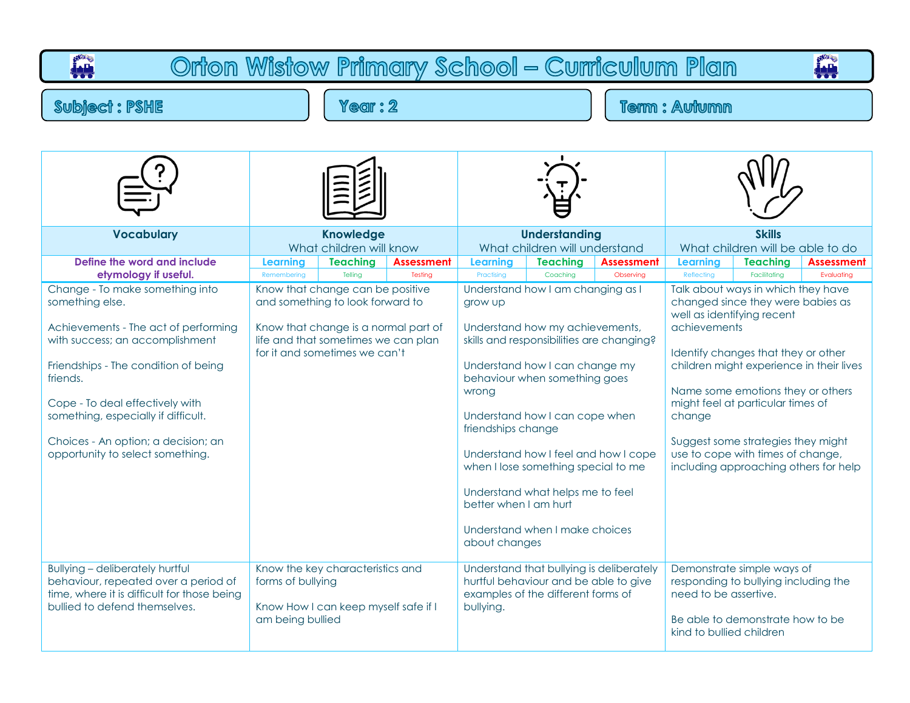# Orton Wistow Primary School – Curriculum Plan

**Subject : PSHE** | **Year : 2** | **Term : Autumn**

| Vocabulary | Knowledge<br>What children will know | Understanding<br>What children will understand | Skills<br>What children will be able to do |
|---|---|---|---|
| **Define the word and include etymology if useful.** | **Learning** (Remembering) / **Teaching** (Telling) / **Assessment** (Testing) | **Learning** (Practising) / **Teaching** (Coaching) / **Assessment** (Observing) | **Learning** (Reflecting) / **Teaching** (Facilitating) / **Assessment** (Evaluating) |
| Change - To make something into something else.<br><br>Achievements - The act of performing with success; an accomplishment<br><br>Friendships - The condition of being friends.<br><br>Cope - To deal effectively with something, especially if difficult.<br><br>Choices - An option; a decision; an opportunity to select something. | Know that change can be positive and something to look forward to<br><br>Know that change is a normal part of life and that sometimes we can plan for it and sometimes we can't | Understand how I am changing as I grow up<br><br>Understand how my achievements, skills and responsibilities are changing?<br><br>Understand how I can change my behaviour when something goes wrong<br><br>Understand how I can cope when friendships change<br><br>Understand how I feel and how I cope when I lose something special to me<br><br>Understand what helps me to feel better when I am hurt<br><br>Understand when I make choices about changes | Talk about ways in which they have changed since they were babies as well as identifying recent achievements<br><br>Identify changes that they or other children might experience in their lives<br><br>Name some emotions they or others might feel at particular times of change<br><br>Suggest some strategies they might use to cope with times of change, including approaching others for help |
| Bullying – deliberately hurtful behaviour, repeated over a period of time, where it is difficult for those being bullied to defend themselves. | Know the key characteristics and forms of bullying<br><br>Know How I can keep myself safe if I am being bullied | Understand that bullying is deliberately hurtful behaviour and be able to give examples of the different forms of bullying. | Demonstrate simple ways of responding to bullying including the need to be assertive.<br><br>Be able to demonstrate how to be kind to bullied children |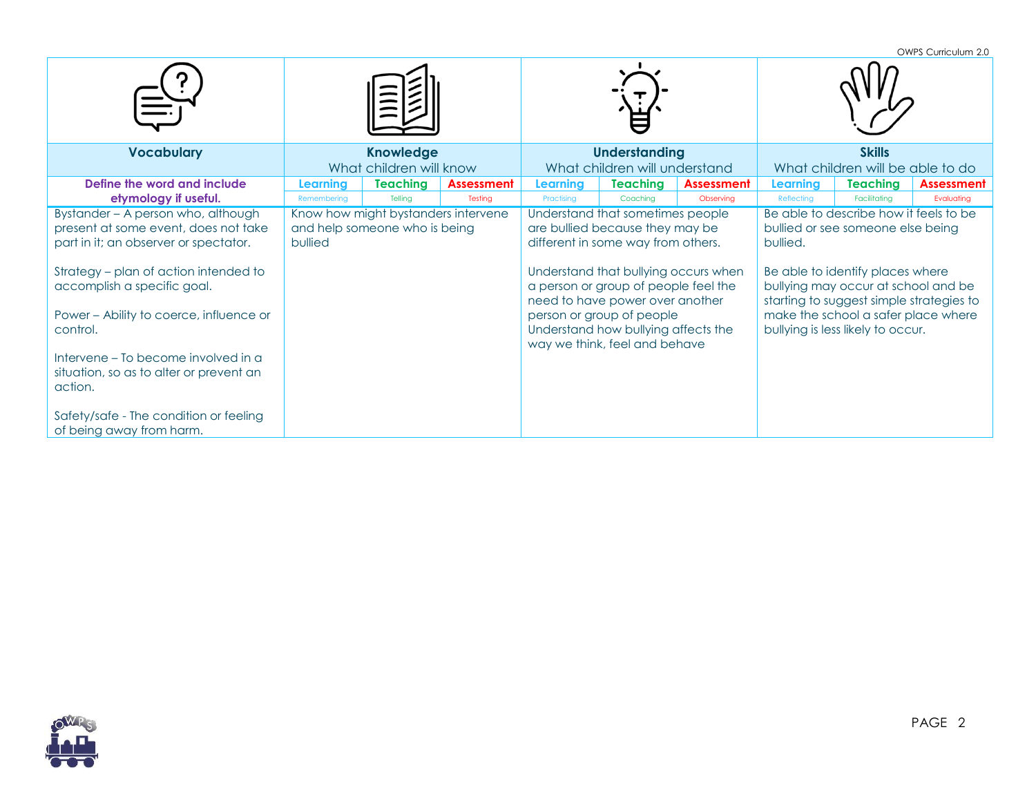| Vocabulary | Knowledge | | | Understanding | | | Skills | | |
|---|---|---|---|---|---|---|---|---|---|
| | What children will know | | | What children will understand | | | What children will be able to do | | |
| **Define the word and include etymology if useful.** | Learning | Teaching | Assessment | Learning | Teaching | Assessment | Learning | Teaching | Assessment |
| | Remembering | Telling | Testing | Practising | Coaching | Observing | Reflecting | Facilitating | Evaluating |
| Bystander – A person who, although present at some event, does not take part in it; an observer or spectator.<br><br>Strategy – plan of action intended to accomplish a specific goal.<br><br>Power – Ability to coerce, influence or control.<br><br>Intervene – To become involved in a situation, so as to alter or prevent an action.<br><br>Safety/safe - The condition or feeling of being away from harm. | Know how might bystanders intervene and help someone who is being bullied | | | Understand that sometimes people are bullied because they may be different in some way from others.<br><br>Understand that bullying occurs when a person or group of people feel the need to have power over another person or group of people<br>Understand how bullying affects the way we think, feel and behave | | | Be able to describe how it feels to be bullied or see someone else being bullied.<br><br>Be able to identify places where bullying may occur at school and be starting to suggest simple strategies to make the school a safer place where bullying is less likely to occur. | | |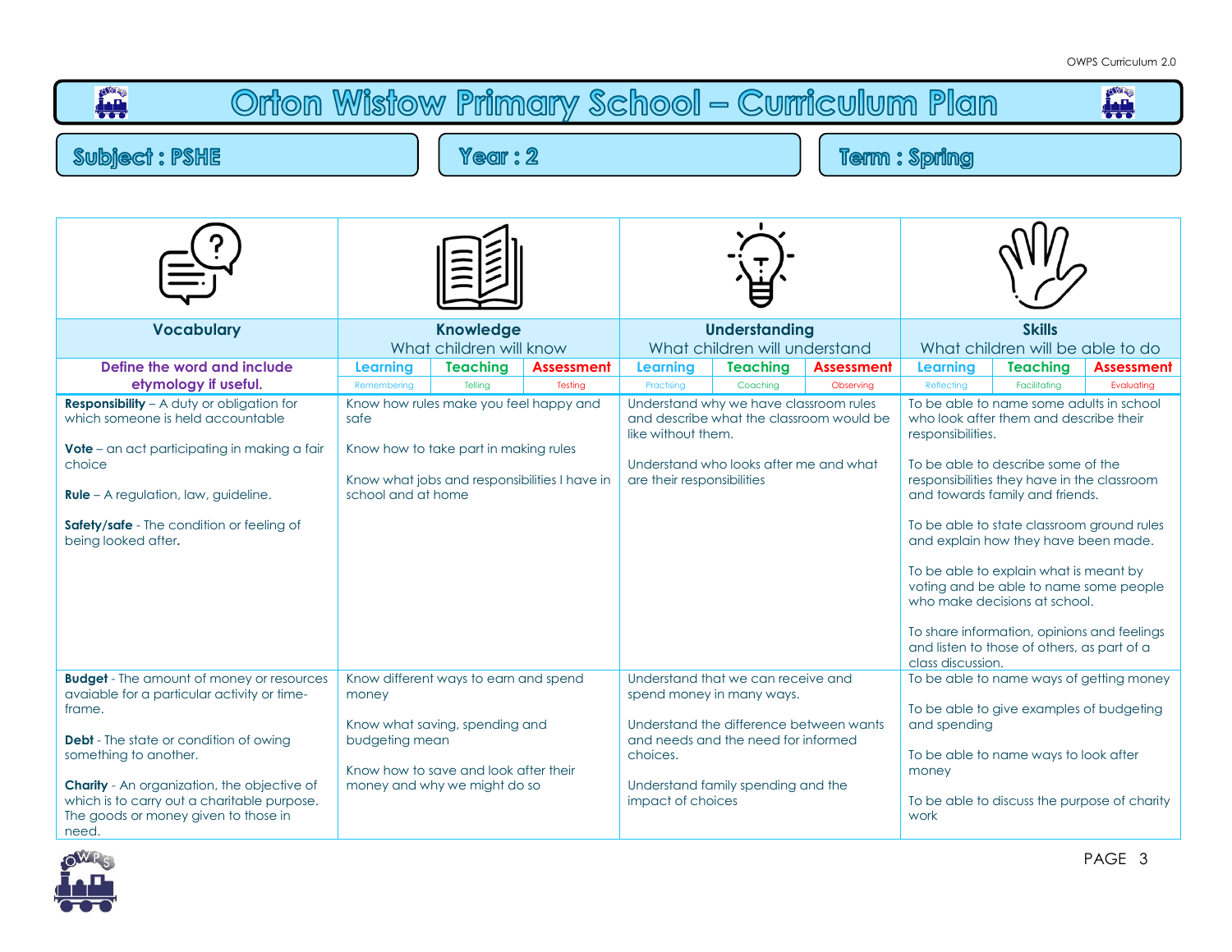# Orton Wistow Primary School – Curriculum Plan

**Subject : PSHE** | **Year : 2** | **Term : Spring**

| Vocabulary | Knowledge<br>What children will know | | | Understanding<br>What children will understand | | | Skills<br>What children will be able to do | | |
|---|---|---|---|---|---|---|---|---|---|
| Define the word and include etymology if useful. | Learning<br>Remembering | Teaching<br>Telling | Assessment<br>Testing | Learning<br>Practising | Teaching<br>Coaching | Assessment<br>Observing | Learning<br>Reflecting | Teaching<br>Facilitating | Assessment<br>Evaluating |
| **Responsibility** – A duty or obligation for which someone is held accountable<br><br>**Vote** – an act participating in making a fair choice<br><br>**Rule** – A regulation, law, guideline.<br><br>**Safety/safe** - The condition or feeling of being looked after. | Know how rules make you feel happy and safe<br><br>Know how to take part in making rules<br><br>Know what jobs and responsibilities I have in school and at home | | | Understand why we have classroom rules and describe what the classroom would be like without them.<br><br>Understand who looks after me and what are their responsibilities | | | To be able to name some adults in school who look after them and describe their responsibilities.<br><br>To be able to describe some of the responsibilities they have in the classroom and towards family and friends.<br><br>To be able to state classroom ground rules and explain how they have been made.<br><br>To be able to explain what is meant by voting and be able to name some people who make decisions at school.<br><br>To share information, opinions and feelings and listen to those of others, as part of a class discussion. | | |
| **Budget** - The amount of money or resources avaiable for a particular activity or time-frame.<br><br>**Debt** - The state or condition of owing something to another.<br><br>**Charity** - An organization, the objective of which is to carry out a charitable purpose. The goods or money given to those in need. | Know different ways to earn and spend money<br><br>Know what saving, spending and budgeting mean<br><br>Know how to save and look after their money and why we might do so | | | Understand that we can receive and spend money in many ways.<br><br>Understand the difference between wants and needs and the need for informed choices.<br><br>Understand family spending and the impact of choices | | | To be able to name ways of getting money<br><br>To be able to give examples of budgeting and spending<br><br>To be able to name ways to look after money<br><br>To be able to discuss the purpose of charity work | | |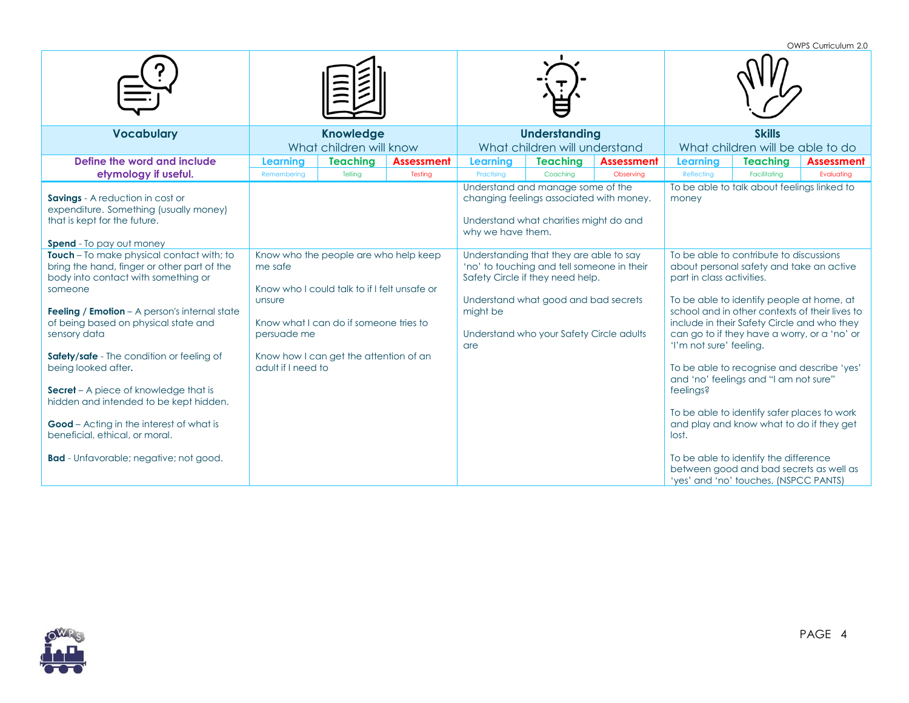| Vocabulary | Knowledge | Understanding | Skills |
|---|---|---|---|
| **Define the word and include etymology if useful.** | What children will know | What children will understand | What children will be able to do |
| | Learning (Remembering) / Teaching (Telling) / Assessment (Testing) | Learning (Practising) / Teaching (Coaching) / Assessment (Observing) | Learning (Reflecting) / Teaching (Facilitating) / Assessment (Evaluating) |
| **Savings** - A reduction in cost or expenditure. Something (usually money) that is kept for the future.<br><br>**Spend** - To pay out money | | Understand and manage some of the changing feelings associated with money.<br><br>Understand what charities might do and why we have them. | To be able to talk about feelings linked to money |
| **Touch** – To make physical contact with; to bring the hand, finger or other part of the body into contact with something or someone<br><br>**Feeling / Emotion** – A person's internal state of being based on physical state and sensory data<br><br>**Safety/safe** - The condition or feeling of being looked after.<br><br>**Secret** – A piece of knowledge that is hidden and intended to be kept hidden.<br><br>**Good** – Acting in the interest of what is beneficial, ethical, or moral.<br><br>**Bad** - Unfavorable; negative; not good. | Know who the people are who help keep me safe<br><br>Know who I could talk to if I felt unsafe or unsure<br><br>Know what I can do if someone tries to persuade me<br><br>Know how I can get the attention of an adult if I need to | Understanding that they are able to say 'no' to touching and tell someone in their Safety Circle if they need help.<br><br>Understand what good and bad secrets might be<br><br>Understand who your Safety Circle adults are | To be able to contribute to discussions about personal safety and take an active part in class activities.<br><br>To be able to identify people at home, at school and in other contexts of their lives to include in their Safety Circle and who they can go to if they have a worry, or a 'no' or 'I'm not sure' feeling.<br><br>To be able to recognise and describe 'yes' and 'no' feelings and "I am not sure" feelings?<br><br>To be able to identify safer places to work and play and know what to do if they get lost.<br><br>To be able to identify the difference between good and bad secrets as well as 'yes' and 'no' touches, (NSPCC PANTS) |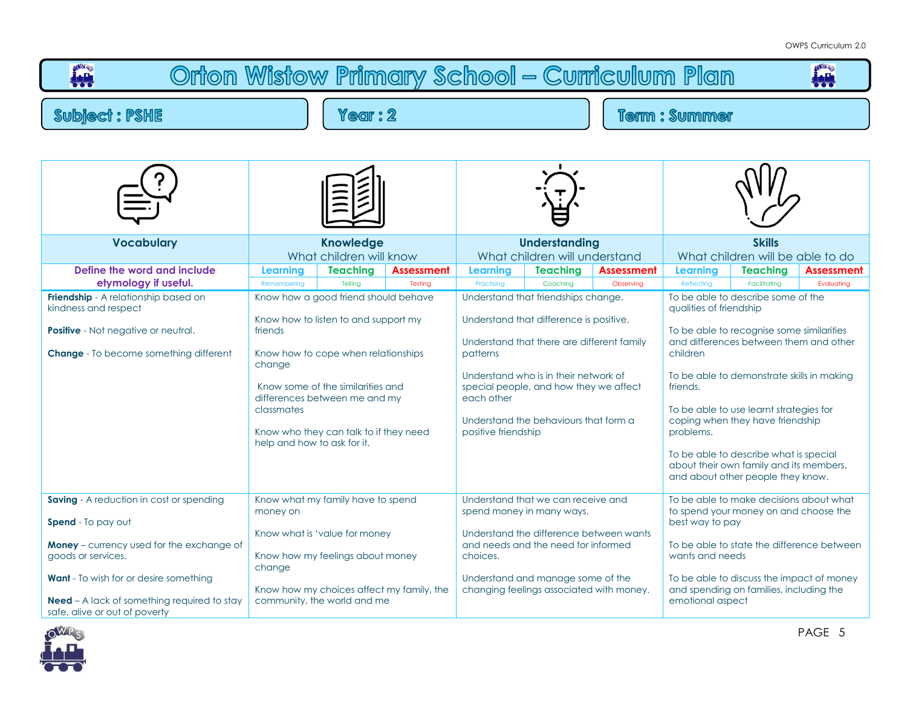# Orton Wistow Primary School – Curriculum Plan

**Subject : PSHE** | **Year : 2** | **Term : Summer**

| Vocabulary | Knowledge | Understanding | Skills |
|---|---|---|---|
| | What children will know | What children will understand | What children will be able to do |
| Define the word and include etymology if useful. | Learning (Remembering) / Teaching (Telling) / Assessment (Testing) | Learning (Practising) / Teaching (Coaching) / Assessment (Observing) | Learning (Reflecting) / Teaching (Facilitating) / Assessment (Evaluating) |
| **Friendship** - A relationship based on kindness and respect<br><br>**Positive** - Not negative or neutral.<br><br>**Change** - To become something different | Know how a good friend should behave<br><br>Know how to listen to and support my friends<br><br>Know how to cope when relationships change<br><br>Know some of the similarities and differences between me and my classmates<br><br>Know who they can talk to if they need help and how to ask for it. | Understand that friendships change.<br><br>Understand that difference is positive.<br><br>Understand that there are different family patterns<br><br>Understand who is in their network of special people, and how they we affect each other<br><br>Understand the behaviours that form a positive friendship | To be able to describe some of the qualities of friendship<br><br>To be able to recognise some similarities and differences between them and other children<br><br>To be able to demonstrate skills in making friends.<br><br>To be able to use learnt strategies for coping when they have friendship problems.<br><br>To be able to describe what is special about their own family and its members, and about other people they know. |
| **Saving** - A reduction in cost or spending<br><br>**Spend** - To pay out<br><br>**Money** – currency used for the exchange of goods or services.<br><br>**Want** - To wish for or desire something<br><br>**Need** – A lack of something required to stay safe, alive or out of poverty | Know what my family have to spend money on<br><br>Know what is 'value for money<br><br>Know how my feelings about money change<br><br>Know how my choices affect my family, the community, the world and me | Understand that we can receive and spend money in many ways.<br><br>Understand the difference between wants and needs and the need for informed choices.<br><br>Understand and manage some of the changing feelings associated with money. | To be able to make decisions about what to spend your money on and choose the best way to pay<br><br>To be able to state the difference between wants and needs<br><br>To be able to discuss the impact of money and spending on families, including the emotional aspect |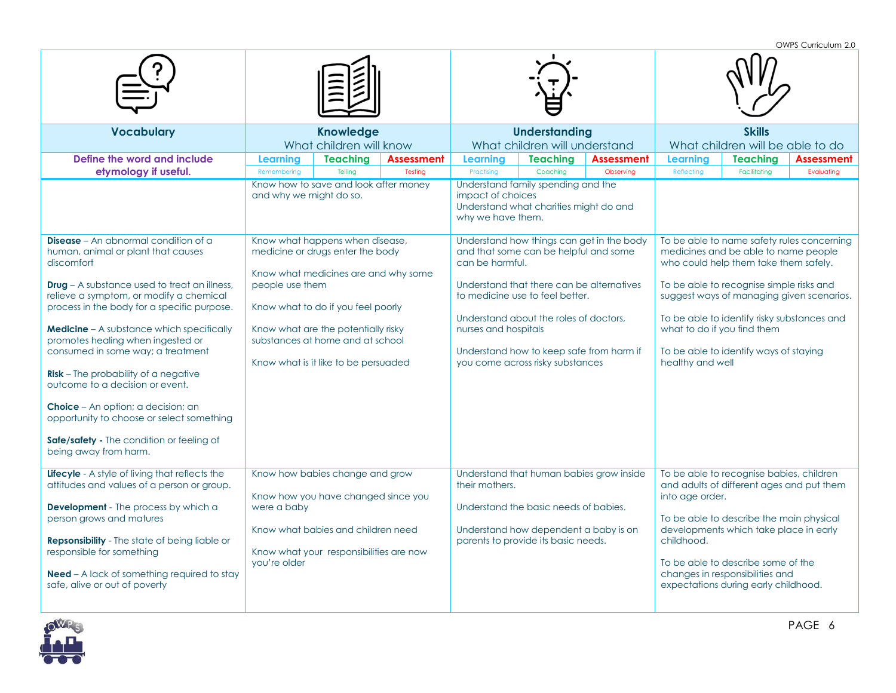| Vocabulary | Knowledge<br>What children will know | Understanding<br>What children will understand | Skills<br>What children will be able to do |
|---|---|---|---|
| **Define the word and include etymology if useful.** | **Learning** (Remembering) / **Teaching** (Telling) / **Assessment** (Testing) | **Learning** (Practising) / **Teaching** (Coaching) / **Assessment** (Observing) | **Learning** (Reflecting) / **Teaching** (Facilitating) / **Assessment** (Evaluating) |
| | Know how to save and look after money and why we might do so. | Understand family spending and the impact of choices<br>Understand what charities might do and why we have them. | |
| **Disease** – An abnormal condition of a human, animal or plant that causes discomfort<br><br>**Drug** – A substance used to treat an illness, relieve a symptom, or modify a chemical process in the body for a specific purpose.<br><br>**Medicine** – A substance which specifically promotes healing when ingested or consumed in some way; a treatment<br><br>**Risk** – The probability of a negative outcome to a decision or event.<br><br>**Choice** – An option; a decision; an opportunity to choose or select something<br><br>**Safe/safety -** The condition or feeling of being away from harm. | Know what happens when disease, medicine or drugs enter the body<br><br>Know what medicines are and why some people use them<br><br>Know what to do if you feel poorly<br><br>Know what are the potentially risky substances at home and at school<br><br>Know what is it like to be persuaded | Understand how things can get in the body and that some can be helpful and some can be harmful.<br><br>Understand that there can be alternatives to medicine use to feel better.<br><br>Understand about the roles of doctors, nurses and hospitals<br><br>Understand how to keep safe from harm if you come across risky substances | To be able to name safety rules concerning medicines and be able to name people who could help them take them safely.<br><br>To be able to recognise simple risks and suggest ways of managing given scenarios.<br><br>To be able to identify risky substances and what to do if you find them<br><br>To be able to identify ways of staying healthy and well |
| **Lifecyle** - A style of living that reflects the attitudes and values of a person or group.<br><br>**Development** - The process by which a person grows and matures<br><br>**Repsonsibility** - The state of being liable or responsible for something<br><br>**Need** – A lack of something required to stay safe, alive or out of poverty | Know how babies change and grow<br><br>Know how you have changed since you were a baby<br><br>Know what babies and children need<br><br>Know what your responsibilities are now you're older | Understand that human babies grow inside their mothers.<br><br>Understand the basic needs of babies.<br><br>Understand how dependent a baby is on parents to provide its basic needs. | To be able to recognise babies, children and adults of different ages and put them into age order.<br><br>To be able to describe the main physical developments which take place in early childhood.<br><br>To be able to describe some of the changes in responsibilities and expectations during early childhood. |